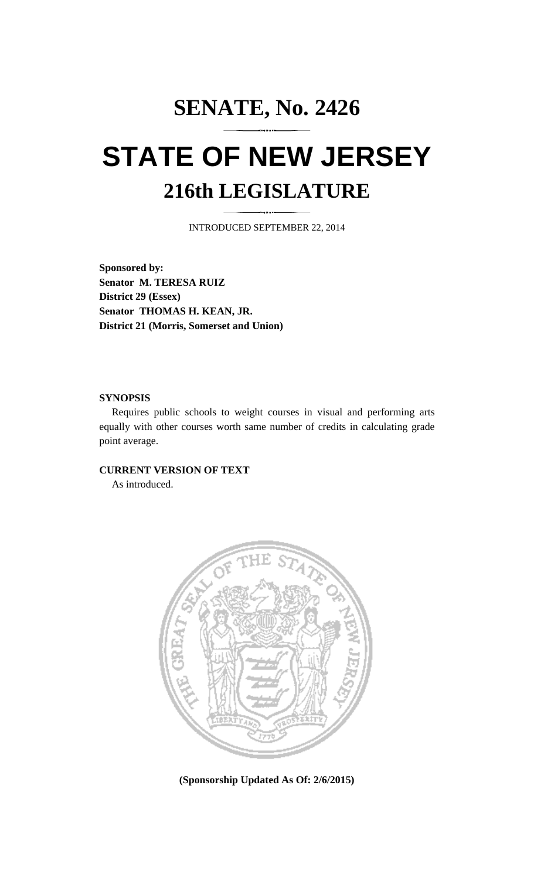# SENATE, No. 2426

# STATE OF NEW JERSEY

## 216th LEGISLATURE

INTRODUCED SEPTEMBER 22, 2014

**Sponsored by:**
**Senator M. TERESA RUIZ**
**District 29 (Essex)**
**Senator THOMAS H. KEAN, JR.**
**District 21 (Morris, Somerset and Union)**

**SYNOPSIS**

Requires public schools to weight courses in visual and performing arts equally with other courses worth same number of credits in calculating grade point average.

**CURRENT VERSION OF TEXT**

As introduced.

**(Sponsorship Updated As Of: 2/6/2015)**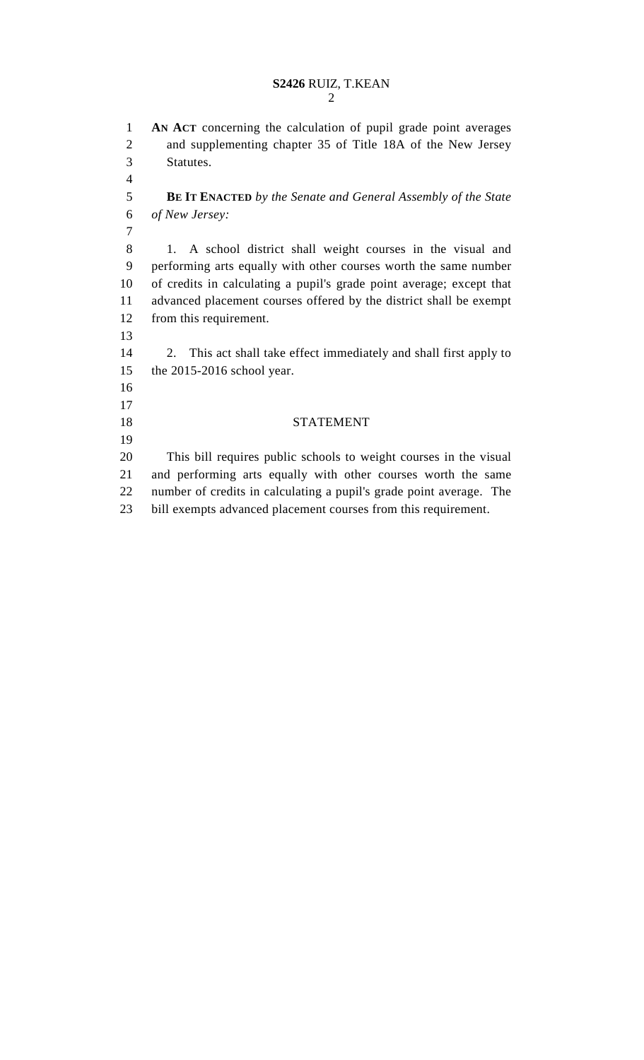**AN ACT** concerning the calculation of pupil grade point averages and supplementing chapter 35 of Title 18A of the New Jersey Statutes.

**BE IT ENACTED** *by the Senate and General Assembly of the State of New Jersey:*

1. A school district shall weight courses in the visual and performing arts equally with other courses worth the same number of credits in calculating a pupil's grade point average; except that advanced placement courses offered by the district shall be exempt from this requirement.

2. This act shall take effect immediately and shall first apply to the 2015-2016 school year.

## STATEMENT

This bill requires public schools to weight courses in the visual and performing arts equally with other courses worth the same number of credits in calculating a pupil's grade point average. The bill exempts advanced placement courses from this requirement.